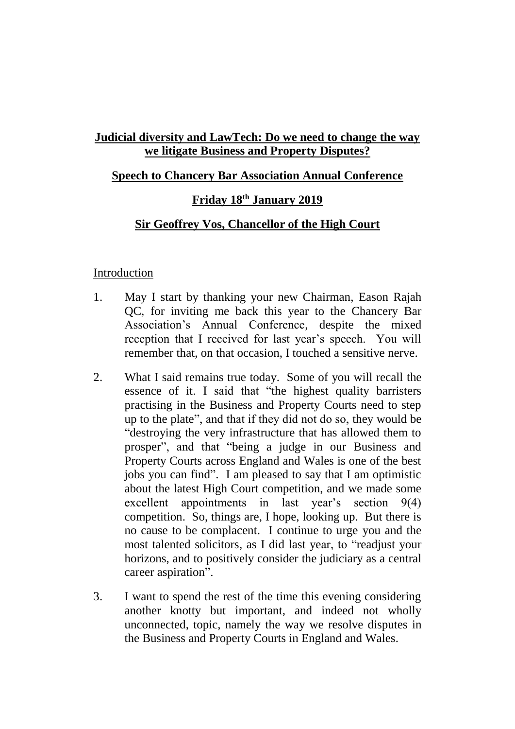# **Judicial diversity and LawTech: Do we need to change the way we litigate Business and Property Disputes?**

## **Speech to Chancery Bar Association Annual Conference**

## **Friday 18th January 2019**

## **Sir Geoffrey Vos, Chancellor of the High Court**

### Introduction

1. May I start by thanking your new Chairman, Eason Rajah QC, for inviting me back this year to the Chancery Bar Association's Annual Conference, despite the mixed reception that I received for last year's speech. You will remember that, on that occasion, I touched a sensitive nerve.

2. What I said remains true today. Some of you will recall the essence of it. I said that "the highest quality barristers practising in the Business and Property Courts need to step up to the plate", and that if they did not do so, they would be "destroying the very infrastructure that has allowed them to prosper", and that "being a judge in our Business and Property Courts across England and Wales is one of the best jobs you can find". I am pleased to say that I am optimistic about the latest High Court competition, and we made some excellent appointments in last year's section 9(4) competition. So, things are, I hope, looking up. But there is no cause to be complacent. I continue to urge you and the most talented solicitors, as I did last year, to "readjust your horizons, and to positively consider the judiciary as a central career aspiration".

3. I want to spend the rest of the time this evening considering another knotty but important, and indeed not wholly unconnected, topic, namely the way we resolve disputes in the Business and Property Courts in England and Wales.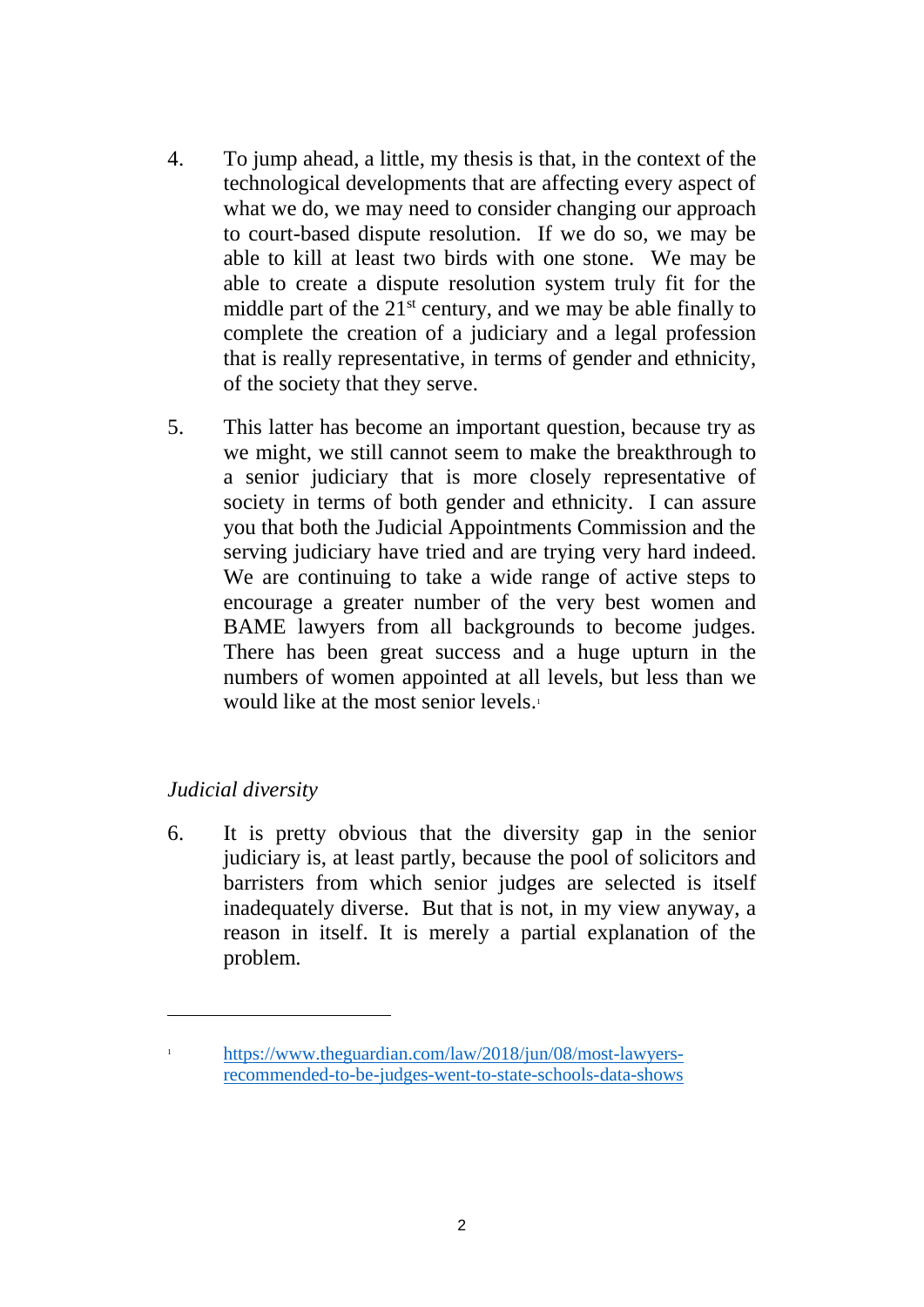4. To jump ahead, a little, my thesis is that, in the context of the technological developments that are affecting every aspect of what we do, we may need to consider changing our approach to court-based dispute resolution. If we do so, we may be able to kill at least two birds with one stone. We may be able to create a dispute resolution system truly fit for the middle part of the 21st century, and we may be able finally to complete the creation of a judiciary and a legal profession that is really representative, in terms of gender and ethnicity, of the society that they serve.

5. This latter has become an important question, because try as we might, we still cannot seem to make the breakthrough to a senior judiciary that is more closely representative of society in terms of both gender and ethnicity. I can assure you that both the Judicial Appointments Commission and the serving judiciary have tried and are trying very hard indeed. We are continuing to take a wide range of active steps to encourage a greater number of the very best women and BAME lawyers from all backgrounds to become judges. There has been great success and a huge upturn in the numbers of women appointed at all levels, but less than we would like at the most senior levels.[1]

*Judicial diversity*

6. It is pretty obvious that the diversity gap in the senior judiciary is, at least partly, because the pool of solicitors and barristers from which senior judges are selected is itself inadequately diverse. But that is not, in my view anyway, a reason in itself. It is merely a partial explanation of the problem.

---

[1] https://www.theguardian.com/law/2018/jun/08/most-lawyers-recommended-to-be-judges-went-to-state-schools-data-shows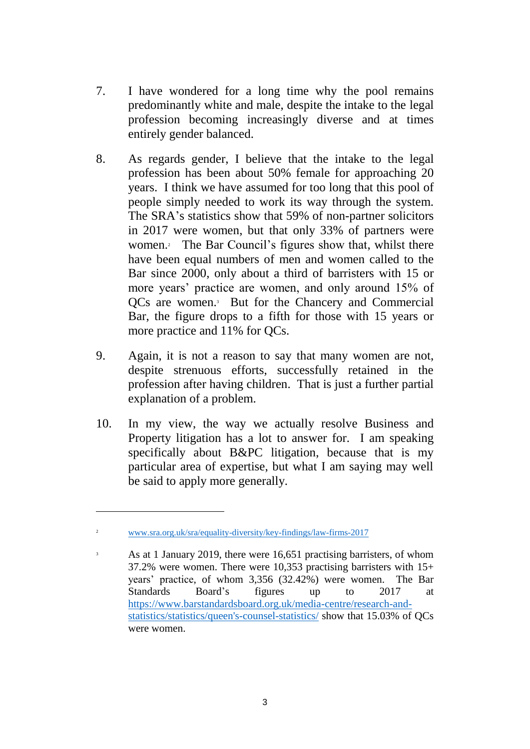7. I have wondered for a long time why the pool remains predominantly white and male, despite the intake to the legal profession becoming increasingly diverse and at times entirely gender balanced.

8. As regards gender, I believe that the intake to the legal profession has been about 50% female for approaching 20 years. I think we have assumed for too long that this pool of people simply needed to work its way through the system. The SRA's statistics show that 59% of non-partner solicitors in 2017 were women, but that only 33% of partners were women.[2] The Bar Council's figures show that, whilst there have been equal numbers of men and women called to the Bar since 2000, only about a third of barristers with 15 or more years' practice are women, and only around 15% of QCs are women.[3] But for the Chancery and Commercial Bar, the figure drops to a fifth for those with 15 years or more practice and 11% for QCs.

9. Again, it is not a reason to say that many women are not, despite strenuous efforts, successfully retained in the profession after having children. That is just a further partial explanation of a problem.

10. In my view, the way we actually resolve Business and Property litigation has a lot to answer for. I am speaking specifically about B&PC litigation, because that is my particular area of expertise, but what I am saying may well be said to apply more generally.

---

[2] www.sra.org.uk/sra/equality-diversity/key-findings/law-firms-2017

[3] As at 1 January 2019, there were 16,651 practising barristers, of whom 37.2% were women. There were 10,353 practising barristers with 15+ years' practice, of whom 3,356 (32.42%) were women. The Bar Standards Board's figures up to 2017 at https://www.barstandardsboard.org.uk/media-centre/research-and-statistics/statistics/queen's-counsel-statistics/ show that 15.03% of QCs were women.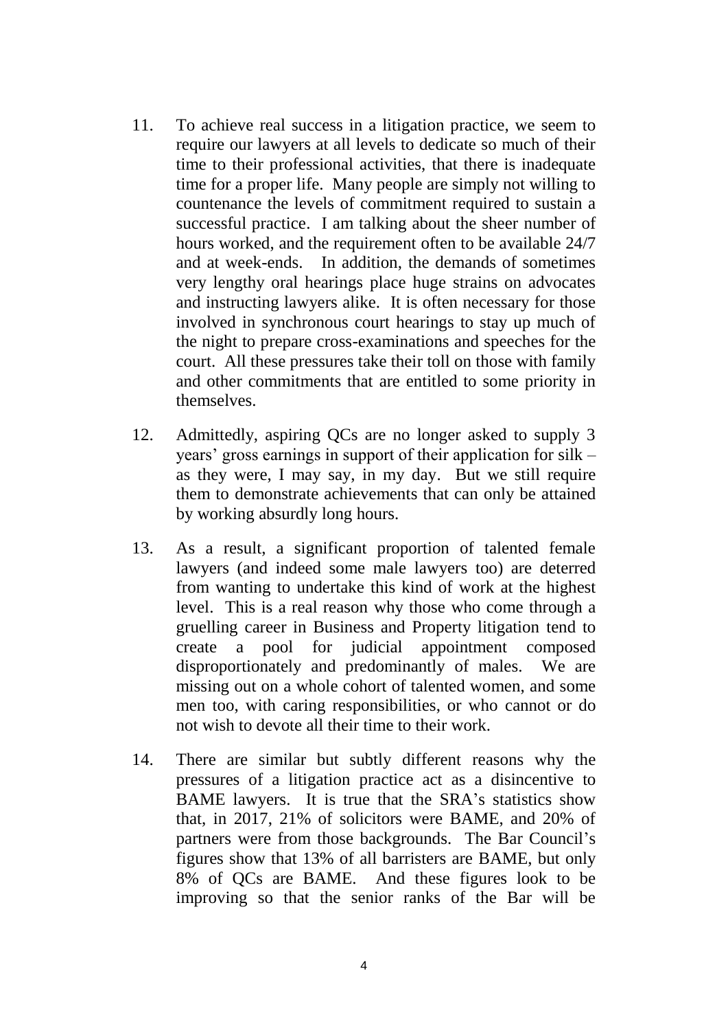11. To achieve real success in a litigation practice, we seem to require our lawyers at all levels to dedicate so much of their time to their professional activities, that there is inadequate time for a proper life. Many people are simply not willing to countenance the levels of commitment required to sustain a successful practice. I am talking about the sheer number of hours worked, and the requirement often to be available 24/7 and at week-ends. In addition, the demands of sometimes very lengthy oral hearings place huge strains on advocates and instructing lawyers alike. It is often necessary for those involved in synchronous court hearings to stay up much of the night to prepare cross-examinations and speeches for the court. All these pressures take their toll on those with family and other commitments that are entitled to some priority in themselves.

12. Admittedly, aspiring QCs are no longer asked to supply 3 years' gross earnings in support of their application for silk – as they were, I may say, in my day. But we still require them to demonstrate achievements that can only be attained by working absurdly long hours.

13. As a result, a significant proportion of talented female lawyers (and indeed some male lawyers too) are deterred from wanting to undertake this kind of work at the highest level. This is a real reason why those who come through a gruelling career in Business and Property litigation tend to create a pool for judicial appointment composed disproportionately and predominantly of males. We are missing out on a whole cohort of talented women, and some men too, with caring responsibilities, or who cannot or do not wish to devote all their time to their work.

14. There are similar but subtly different reasons why the pressures of a litigation practice act as a disincentive to BAME lawyers. It is true that the SRA's statistics show that, in 2017, 21% of solicitors were BAME, and 20% of partners were from those backgrounds. The Bar Council's figures show that 13% of all barristers are BAME, but only 8% of QCs are BAME. And these figures look to be improving so that the senior ranks of the Bar will be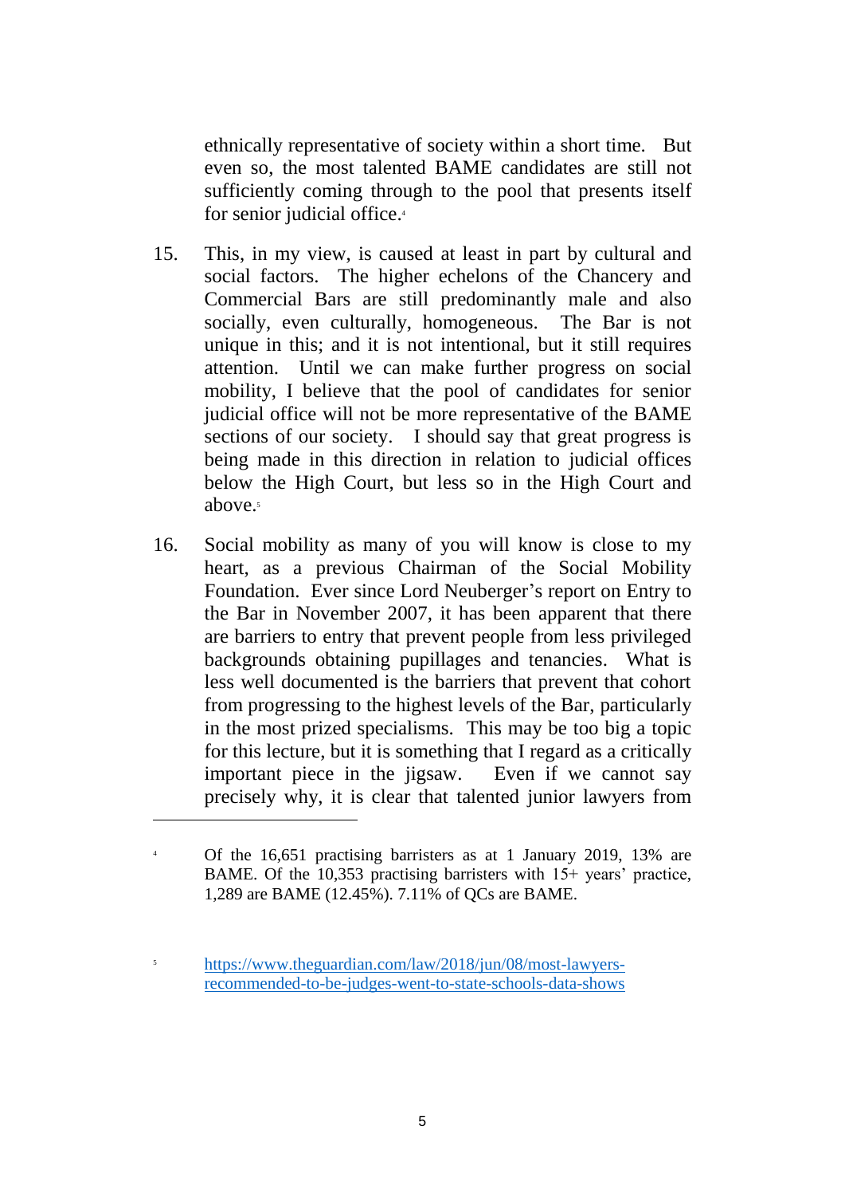ethnically representative of society within a short time. But even so, the most talented BAME candidates are still not sufficiently coming through to the pool that presents itself for senior judicial office.[4]

15. This, in my view, is caused at least in part by cultural and social factors. The higher echelons of the Chancery and Commercial Bars are still predominantly male and also socially, even culturally, homogeneous. The Bar is not unique in this; and it is not intentional, but it still requires attention. Until we can make further progress on social mobility, I believe that the pool of candidates for senior judicial office will not be more representative of the BAME sections of our society. I should say that great progress is being made in this direction in relation to judicial offices below the High Court, but less so in the High Court and above.[5]

16. Social mobility as many of you will know is close to my heart, as a previous Chairman of the Social Mobility Foundation. Ever since Lord Neuberger's report on Entry to the Bar in November 2007, it has been apparent that there are barriers to entry that prevent people from less privileged backgrounds obtaining pupillages and tenancies. What is less well documented is the barriers that prevent that cohort from progressing to the highest levels of the Bar, particularly in the most prized specialisms. This may be too big a topic for this lecture, but it is something that I regard as a critically important piece in the jigsaw. Even if we cannot say precisely why, it is clear that talented junior lawyers from

---

[4] Of the 16,651 practising barristers as at 1 January 2019, 13% are BAME. Of the 10,353 practising barristers with 15+ years' practice, 1,289 are BAME (12.45%). 7.11% of QCs are BAME.

[5] https://www.theguardian.com/law/2018/jun/08/most-lawyers-recommended-to-be-judges-went-to-state-schools-data-shows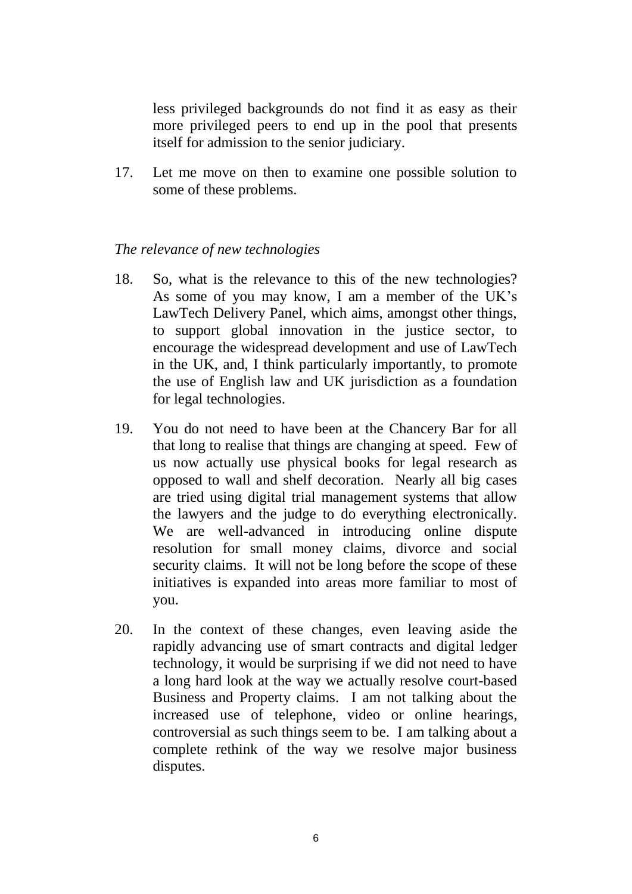less privileged backgrounds do not find it as easy as their more privileged peers to end up in the pool that presents itself for admission to the senior judiciary.

17. Let me move on then to examine one possible solution to some of these problems.

*The relevance of new technologies*

18. So, what is the relevance to this of the new technologies? As some of you may know, I am a member of the UK's LawTech Delivery Panel, which aims, amongst other things, to support global innovation in the justice sector, to encourage the widespread development and use of LawTech in the UK, and, I think particularly importantly, to promote the use of English law and UK jurisdiction as a foundation for legal technologies.

19. You do not need to have been at the Chancery Bar for all that long to realise that things are changing at speed. Few of us now actually use physical books for legal research as opposed to wall and shelf decoration. Nearly all big cases are tried using digital trial management systems that allow the lawyers and the judge to do everything electronically. We are well-advanced in introducing online dispute resolution for small money claims, divorce and social security claims. It will not be long before the scope of these initiatives is expanded into areas more familiar to most of you.

20. In the context of these changes, even leaving aside the rapidly advancing use of smart contracts and digital ledger technology, it would be surprising if we did not need to have a long hard look at the way we actually resolve court-based Business and Property claims. I am not talking about the increased use of telephone, video or online hearings, controversial as such things seem to be. I am talking about a complete rethink of the way we resolve major business disputes.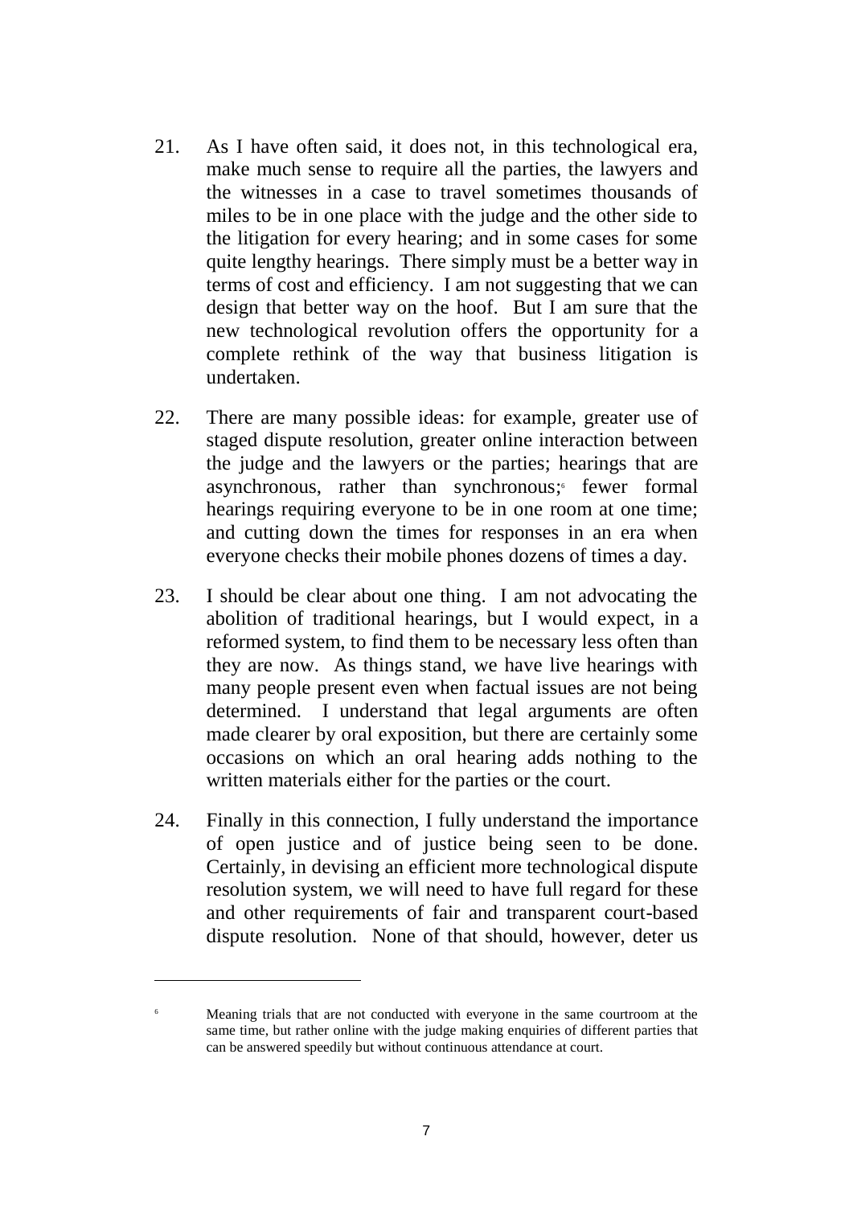21. As I have often said, it does not, in this technological era, make much sense to require all the parties, the lawyers and the witnesses in a case to travel sometimes thousands of miles to be in one place with the judge and the other side to the litigation for every hearing; and in some cases for some quite lengthy hearings. There simply must be a better way in terms of cost and efficiency. I am not suggesting that we can design that better way on the hoof. But I am sure that the new technological revolution offers the opportunity for a complete rethink of the way that business litigation is undertaken.

22. There are many possible ideas: for example, greater use of staged dispute resolution, greater online interaction between the judge and the lawyers or the parties; hearings that are asynchronous, rather than synchronous;[6] fewer formal hearings requiring everyone to be in one room at one time; and cutting down the times for responses in an era when everyone checks their mobile phones dozens of times a day.

23. I should be clear about one thing. I am not advocating the abolition of traditional hearings, but I would expect, in a reformed system, to find them to be necessary less often than they are now. As things stand, we have live hearings with many people present even when factual issues are not being determined. I understand that legal arguments are often made clearer by oral exposition, but there are certainly some occasions on which an oral hearing adds nothing to the written materials either for the parties or the court.

24. Finally in this connection, I fully understand the importance of open justice and of justice being seen to be done. Certainly, in devising an efficient more technological dispute resolution system, we will need to have full regard for these and other requirements of fair and transparent court-based dispute resolution. None of that should, however, deter us

---

[6] Meaning trials that are not conducted with everyone in the same courtroom at the same time, but rather online with the judge making enquiries of different parties that can be answered speedily but without continuous attendance at court.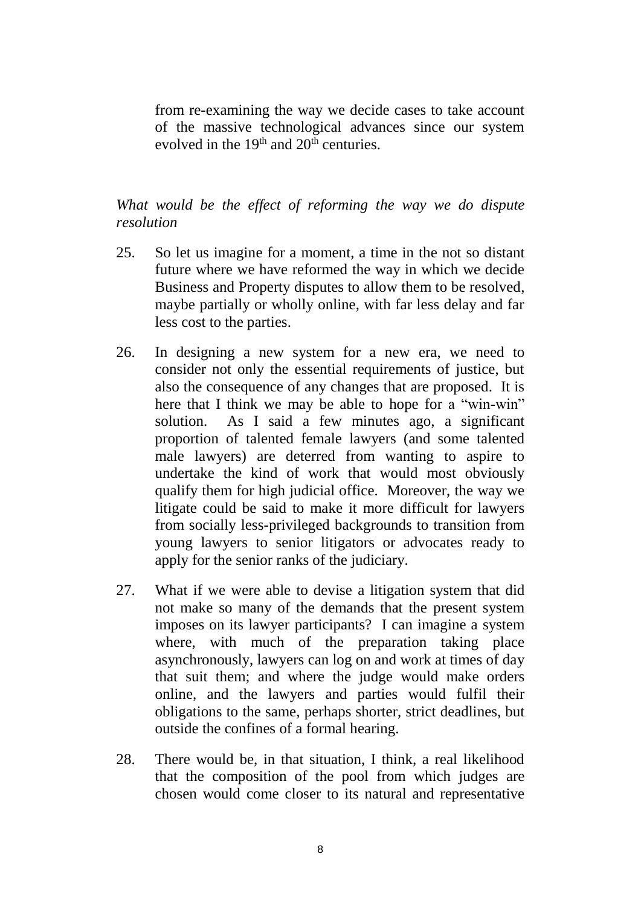from re-examining the way we decide cases to take account of the massive technological advances since our system evolved in the 19th and 20th centuries.

*What would be the effect of reforming the way we do dispute resolution*

25. So let us imagine for a moment, a time in the not so distant future where we have reformed the way in which we decide Business and Property disputes to allow them to be resolved, maybe partially or wholly online, with far less delay and far less cost to the parties.

26. In designing a new system for a new era, we need to consider not only the essential requirements of justice, but also the consequence of any changes that are proposed. It is here that I think we may be able to hope for a "win-win" solution. As I said a few minutes ago, a significant proportion of talented female lawyers (and some talented male lawyers) are deterred from wanting to aspire to undertake the kind of work that would most obviously qualify them for high judicial office. Moreover, the way we litigate could be said to make it more difficult for lawyers from socially less-privileged backgrounds to transition from young lawyers to senior litigators or advocates ready to apply for the senior ranks of the judiciary.

27. What if we were able to devise a litigation system that did not make so many of the demands that the present system imposes on its lawyer participants? I can imagine a system where, with much of the preparation taking place asynchronously, lawyers can log on and work at times of day that suit them; and where the judge would make orders online, and the lawyers and parties would fulfil their obligations to the same, perhaps shorter, strict deadlines, but outside the confines of a formal hearing.

28. There would be, in that situation, I think, a real likelihood that the composition of the pool from which judges are chosen would come closer to its natural and representative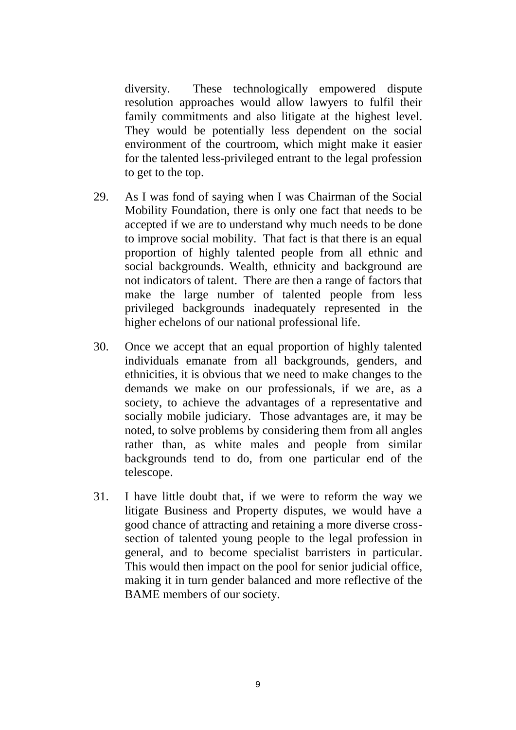diversity. These technologically empowered dispute resolution approaches would allow lawyers to fulfil their family commitments and also litigate at the highest level. They would be potentially less dependent on the social environment of the courtroom, which might make it easier for the talented less-privileged entrant to the legal profession to get to the top.

29. As I was fond of saying when I was Chairman of the Social Mobility Foundation, there is only one fact that needs to be accepted if we are to understand why much needs to be done to improve social mobility. That fact is that there is an equal proportion of highly talented people from all ethnic and social backgrounds. Wealth, ethnicity and background are not indicators of talent. There are then a range of factors that make the large number of talented people from less privileged backgrounds inadequately represented in the higher echelons of our national professional life.

30. Once we accept that an equal proportion of highly talented individuals emanate from all backgrounds, genders, and ethnicities, it is obvious that we need to make changes to the demands we make on our professionals, if we are, as a society, to achieve the advantages of a representative and socially mobile judiciary. Those advantages are, it may be noted, to solve problems by considering them from all angles rather than, as white males and people from similar backgrounds tend to do, from one particular end of the telescope.

31. I have little doubt that, if we were to reform the way we litigate Business and Property disputes, we would have a good chance of attracting and retaining a more diverse cross-section of talented young people to the legal profession in general, and to become specialist barristers in particular. This would then impact on the pool for senior judicial office, making it in turn gender balanced and more reflective of the BAME members of our society.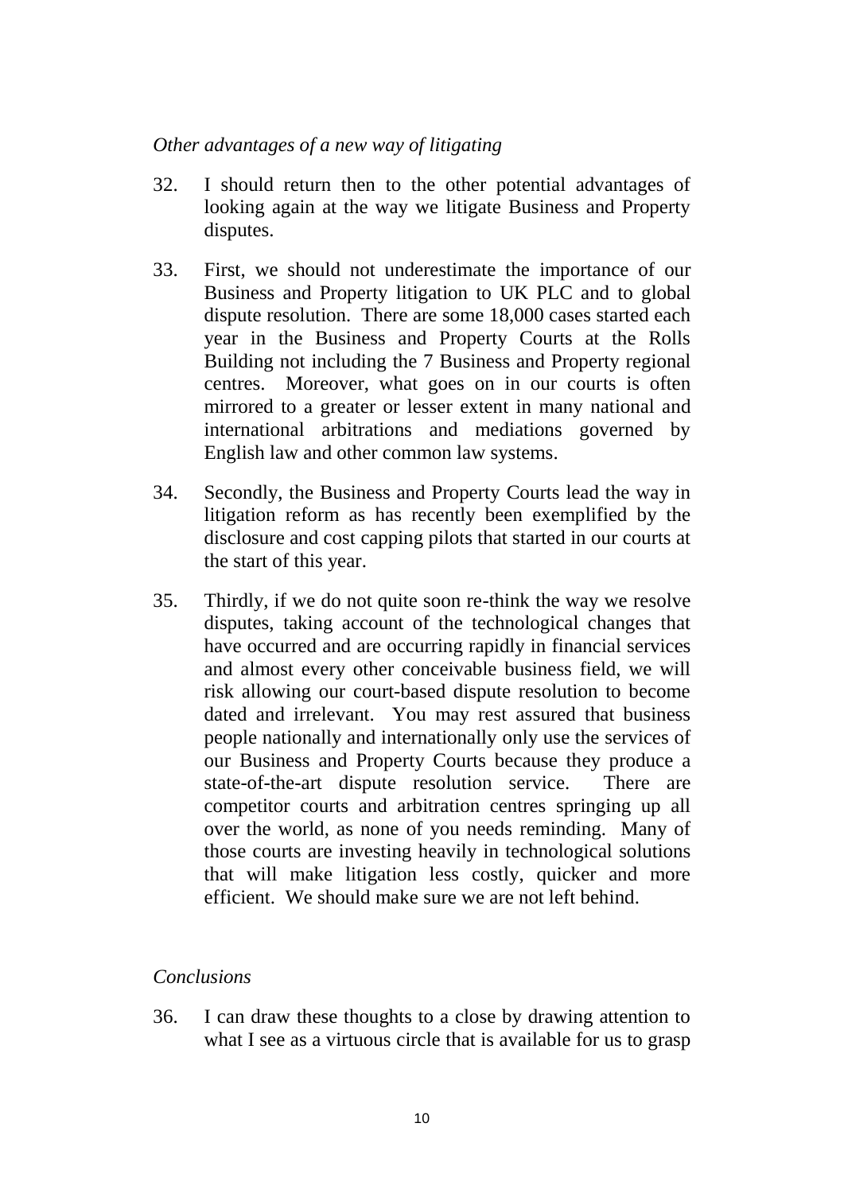*Other advantages of a new way of litigating*

32. I should return then to the other potential advantages of looking again at the way we litigate Business and Property disputes.

33. First, we should not underestimate the importance of our Business and Property litigation to UK PLC and to global dispute resolution. There are some 18,000 cases started each year in the Business and Property Courts at the Rolls Building not including the 7 Business and Property regional centres. Moreover, what goes on in our courts is often mirrored to a greater or lesser extent in many national and international arbitrations and mediations governed by English law and other common law systems.

34. Secondly, the Business and Property Courts lead the way in litigation reform as has recently been exemplified by the disclosure and cost capping pilots that started in our courts at the start of this year.

35. Thirdly, if we do not quite soon re-think the way we resolve disputes, taking account of the technological changes that have occurred and are occurring rapidly in financial services and almost every other conceivable business field, we will risk allowing our court-based dispute resolution to become dated and irrelevant. You may rest assured that business people nationally and internationally only use the services of our Business and Property Courts because they produce a state-of-the-art dispute resolution service. There are competitor courts and arbitration centres springing up all over the world, as none of you needs reminding. Many of those courts are investing heavily in technological solutions that will make litigation less costly, quicker and more efficient. We should make sure we are not left behind.

*Conclusions*

36. I can draw these thoughts to a close by drawing attention to what I see as a virtuous circle that is available for us to grasp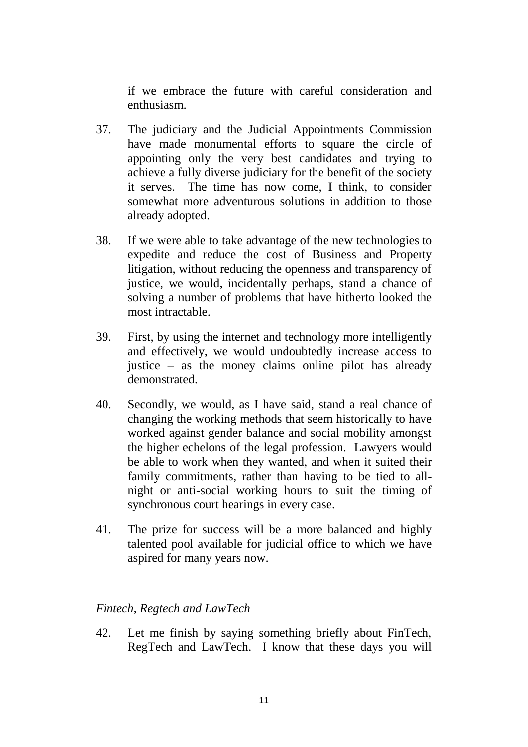if we embrace the future with careful consideration and enthusiasm.

37. The judiciary and the Judicial Appointments Commission have made monumental efforts to square the circle of appointing only the very best candidates and trying to achieve a fully diverse judiciary for the benefit of the society it serves. The time has now come, I think, to consider somewhat more adventurous solutions in addition to those already adopted.

38. If we were able to take advantage of the new technologies to expedite and reduce the cost of Business and Property litigation, without reducing the openness and transparency of justice, we would, incidentally perhaps, stand a chance of solving a number of problems that have hitherto looked the most intractable.

39. First, by using the internet and technology more intelligently and effectively, we would undoubtedly increase access to justice – as the money claims online pilot has already demonstrated.

40. Secondly, we would, as I have said, stand a real chance of changing the working methods that seem historically to have worked against gender balance and social mobility amongst the higher echelons of the legal profession. Lawyers would be able to work when they wanted, and when it suited their family commitments, rather than having to be tied to all-night or anti-social working hours to suit the timing of synchronous court hearings in every case.

41. The prize for success will be a more balanced and highly talented pool available for judicial office to which we have aspired for many years now.

*Fintech, Regtech and LawTech*

42. Let me finish by saying something briefly about FinTech, RegTech and LawTech. I know that these days you will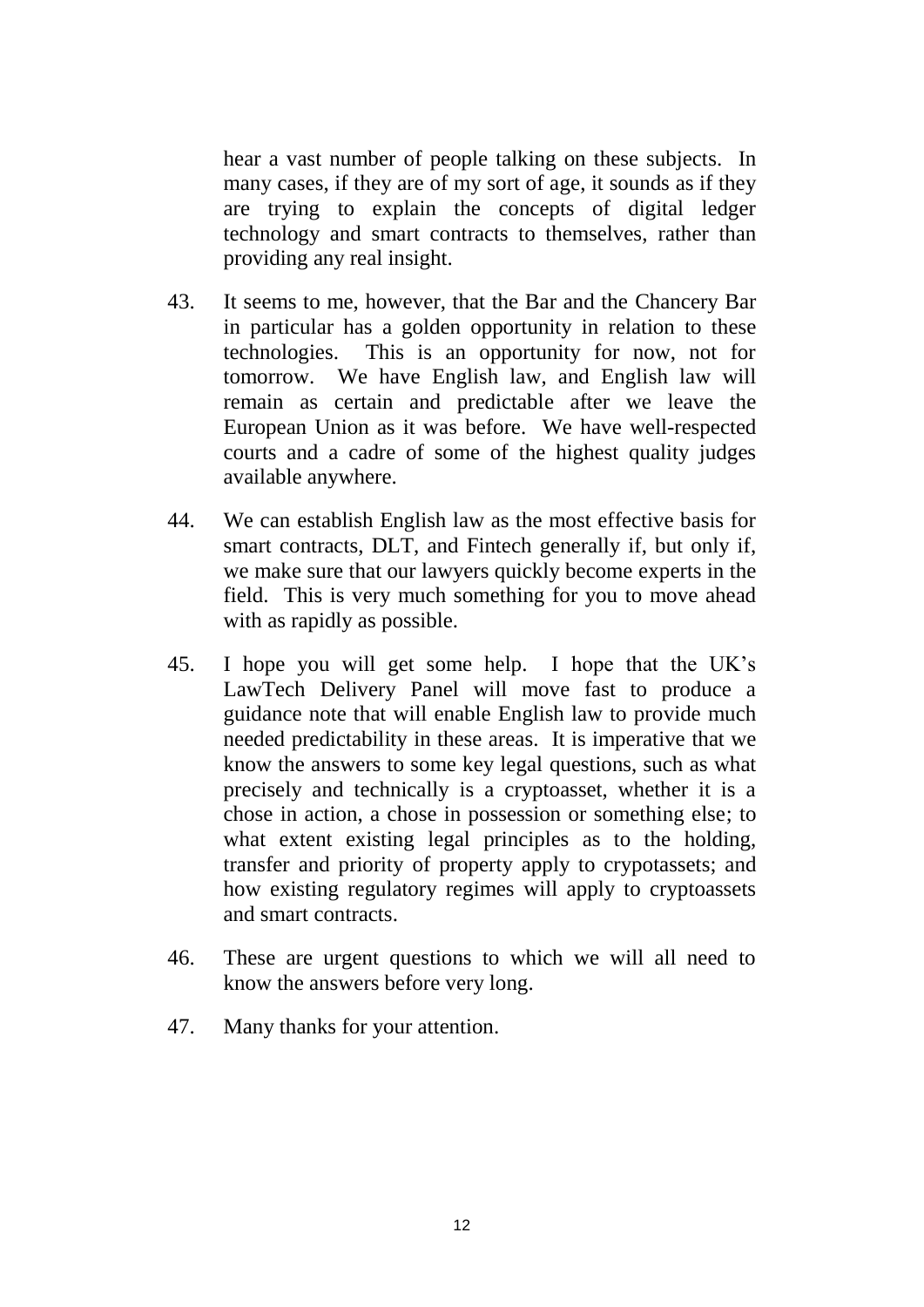hear a vast number of people talking on these subjects. In many cases, if they are of my sort of age, it sounds as if they are trying to explain the concepts of digital ledger technology and smart contracts to themselves, rather than providing any real insight.

43. It seems to me, however, that the Bar and the Chancery Bar in particular has a golden opportunity in relation to these technologies. This is an opportunity for now, not for tomorrow. We have English law, and English law will remain as certain and predictable after we leave the European Union as it was before. We have well-respected courts and a cadre of some of the highest quality judges available anywhere.

44. We can establish English law as the most effective basis for smart contracts, DLT, and Fintech generally if, but only if, we make sure that our lawyers quickly become experts in the field. This is very much something for you to move ahead with as rapidly as possible.

45. I hope you will get some help. I hope that the UK's LawTech Delivery Panel will move fast to produce a guidance note that will enable English law to provide much needed predictability in these areas. It is imperative that we know the answers to some key legal questions, such as what precisely and technically is a cryptoasset, whether it is a chose in action, a chose in possession or something else; to what extent existing legal principles as to the holding, transfer and priority of property apply to crypotassets; and how existing regulatory regimes will apply to cryptoassets and smart contracts.

46. These are urgent questions to which we will all need to know the answers before very long.

47. Many thanks for your attention.